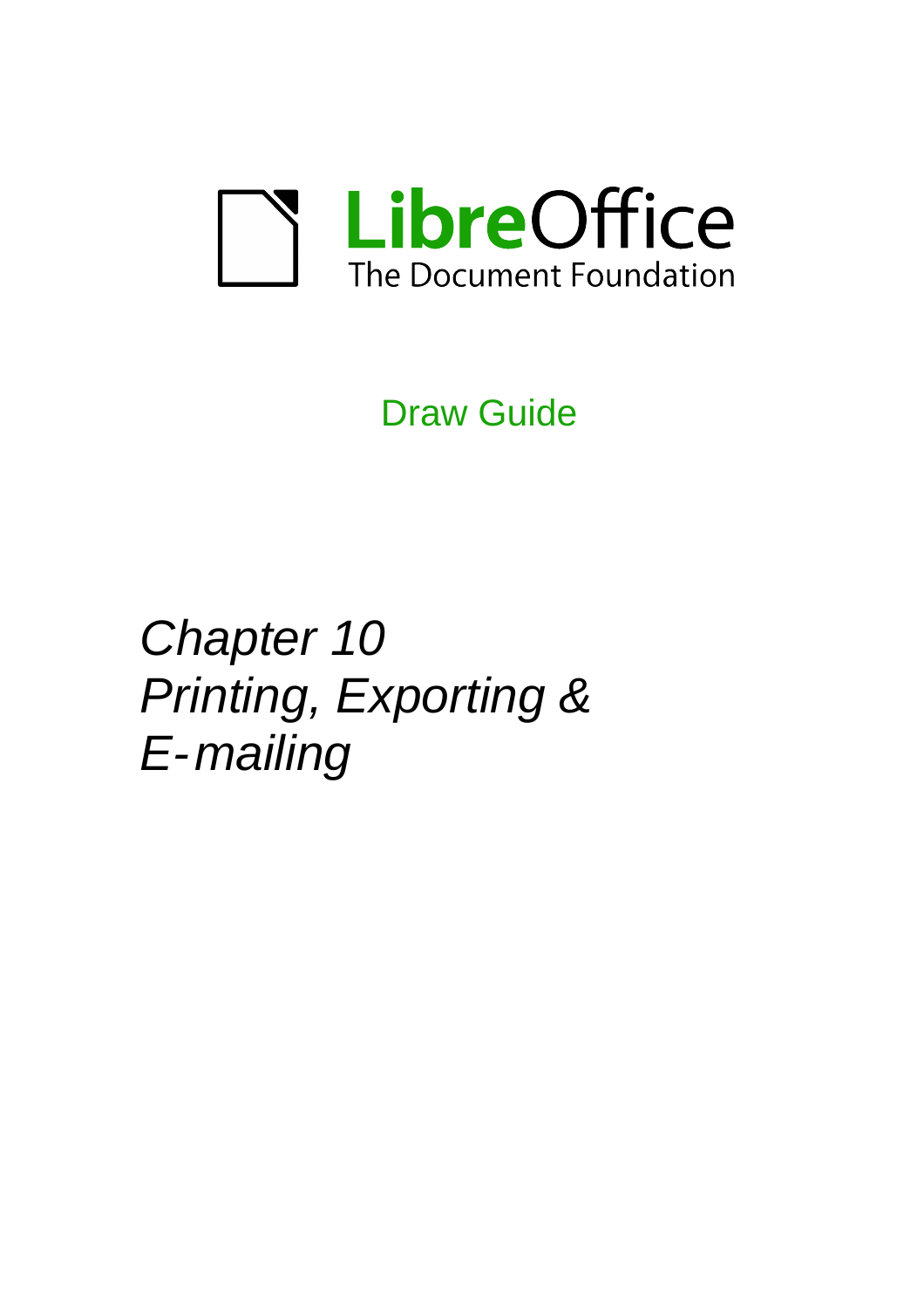LibreOffice
The Document Foundation

Draw Guide

# *Chapter 10*
# *Printing, Exporting & E-mailing*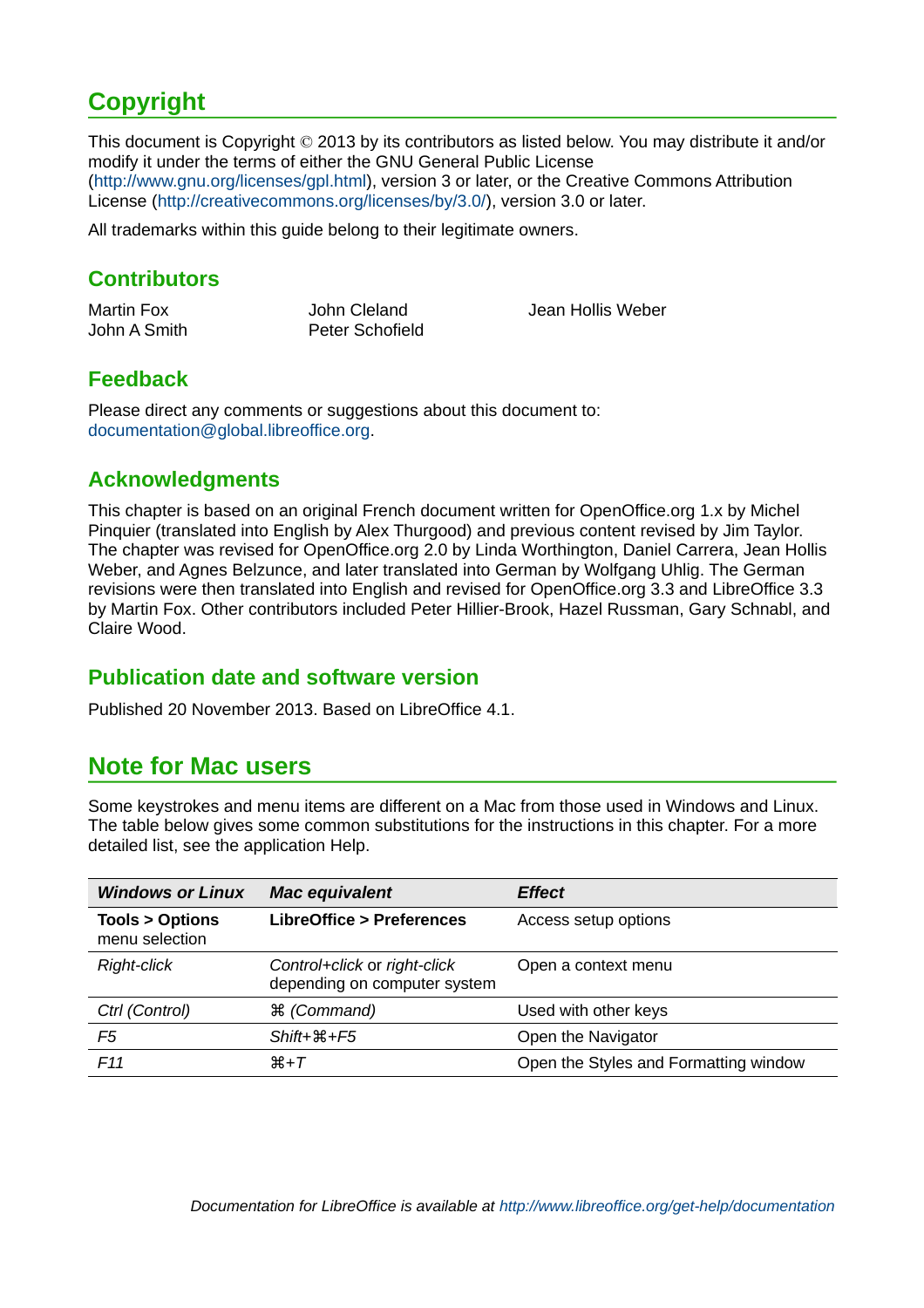# Copyright

This document is Copyright © 2013 by its contributors as listed below. You may distribute it and/or modify it under the terms of either the GNU General Public License (http://www.gnu.org/licenses/gpl.html), version 3 or later, or the Creative Commons Attribution License (http://creativecommons.org/licenses/by/3.0/), version 3.0 or later.

All trademarks within this guide belong to their legitimate owners.

## Contributors

Martin Fox
John A Smith
John Cleland
Peter Schofield
Jean Hollis Weber

## Feedback

Please direct any comments or suggestions about this document to: documentation@global.libreoffice.org.

## Acknowledgments

This chapter is based on an original French document written for OpenOffice.org 1.x by Michel Pinquier (translated into English by Alex Thurgood) and previous content revised by Jim Taylor. The chapter was revised for OpenOffice.org 2.0 by Linda Worthington, Daniel Carrera, Jean Hollis Weber, and Agnes Belzunce, and later translated into German by Wolfgang Uhlig. The German revisions were then translated into English and revised for OpenOffice.org 3.3 and LibreOffice 3.3 by Martin Fox. Other contributors included Peter Hillier-Brook, Hazel Russman, Gary Schnabl, and Claire Wood.

## Publication date and software version

Published 20 November 2013. Based on LibreOffice 4.1.

# Note for Mac users

Some keystrokes and menu items are different on a Mac from those used in Windows and Linux. The table below gives some common substitutions for the instructions in this chapter. For a more detailed list, see the application Help.

| *Windows or Linux* | *Mac equivalent* | *Effect* |
|---|---|---|
| **Tools > Options** menu selection | **LibreOffice > Preferences** | Access setup options |
| *Right-click* | *Control+click* or *right-click* depending on computer system | Open a context menu |
| *Ctrl (Control)* | *⌘ (Command)* | Used with other keys |
| *F5* | *Shift+⌘+F5* | Open the Navigator |
| *F11* | *⌘+T* | Open the Styles and Formatting window |

*Documentation for LibreOffice is available at http://www.libreoffice.org/get-help/documentation*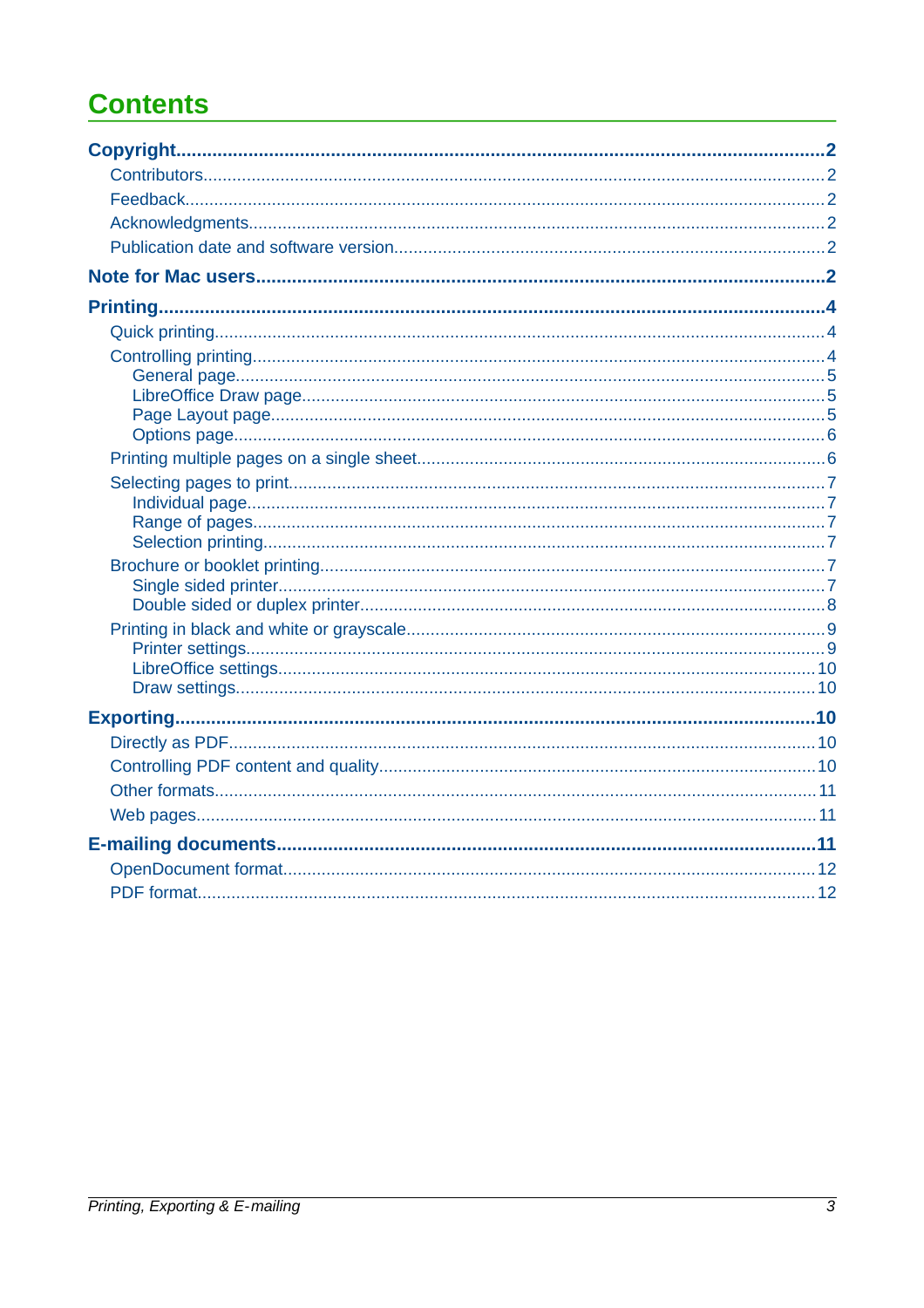# Contents

**Copyright** ..... **2**
- Contributors ..... 2
- Feedback ..... 2
- Acknowledgments ..... 2
- Publication date and software version ..... 2

**Note for Mac users** ..... **2**

**Printing** ..... **4**
- Quick printing ..... 4
- Controlling printing ..... 4
  - General page ..... 5
  - LibreOffice Draw page ..... 5
  - Page Layout page ..... 5
  - Options page ..... 6
- Printing multiple pages on a single sheet ..... 6
- Selecting pages to print ..... 7
  - Individual page ..... 7
  - Range of pages ..... 7
  - Selection printing ..... 7
- Brochure or booklet printing ..... 7
  - Single sided printer ..... 7
  - Double sided or duplex printer ..... 8
- Printing in black and white or grayscale ..... 9
  - Printer settings ..... 9
  - LibreOffice settings ..... 10
  - Draw settings ..... 10

**Exporting** ..... **10**
- Directly as PDF ..... 10
- Controlling PDF content and quality ..... 10
- Other formats ..... 11
- Web pages ..... 11

**E-mailing documents** ..... **11**
- OpenDocument format ..... 12
- PDF format ..... 12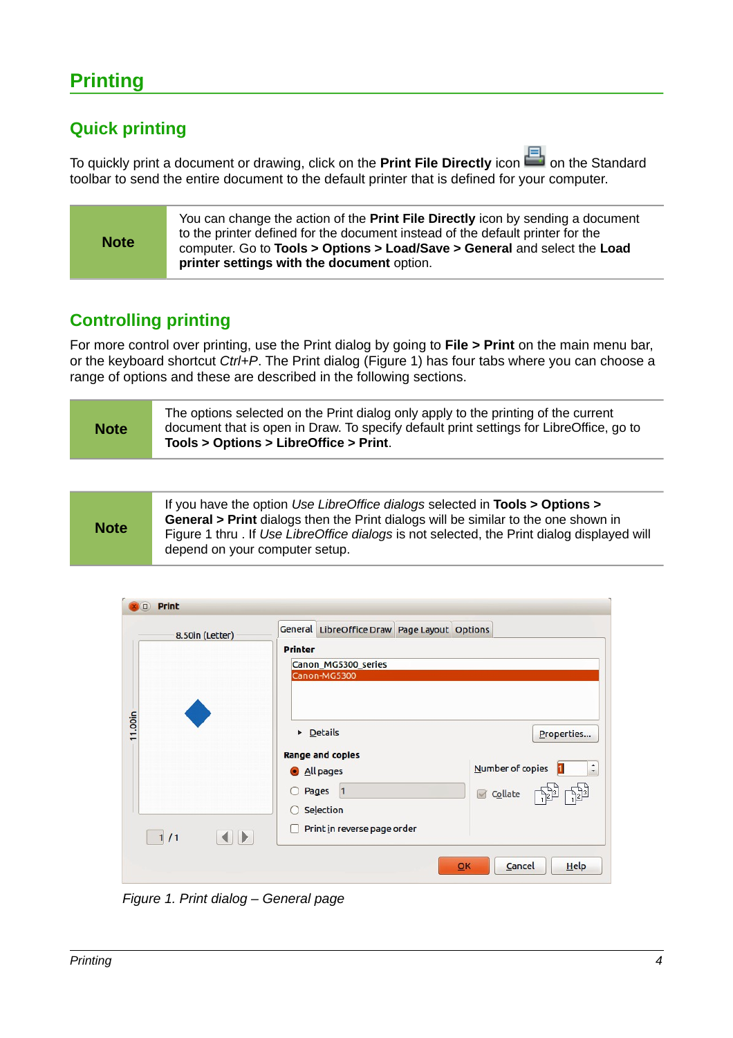# Printing

## Quick printing

To quickly print a document or drawing, click on the **Print File Directly** icon on the Standard toolbar to send the entire document to the default printer that is defined for your computer.

| Note | You can change the action of the **Print File Directly** icon by sending a document to the printer defined for the document instead of the default printer for the computer. Go to **Tools > Options > Load/Save > General** and select the **Load printer settings with the document** option. |
|---|---|

## Controlling printing

For more control over printing, use the Print dialog by going to **File > Print** on the main menu bar, or the keyboard shortcut *Ctrl+P*. The Print dialog (Figure 1) has four tabs where you can choose a range of options and these are described in the following sections.

| Note | The options selected on the Print dialog only apply to the printing of the current document that is open in Draw. To specify default print settings for LibreOffice, go to **Tools > Options > LibreOffice > Print**. |
|---|---|

| Note | If you have the option *Use LibreOffice dialogs* selected in **Tools > Options > General > Print** dialogs then the Print dialogs will be similar to the one shown in Figure 1 thru . If *Use LibreOffice dialogs* is not selected, the Print dialog displayed will depend on your computer setup. |
|---|---|

*Figure 1. Print dialog – General page*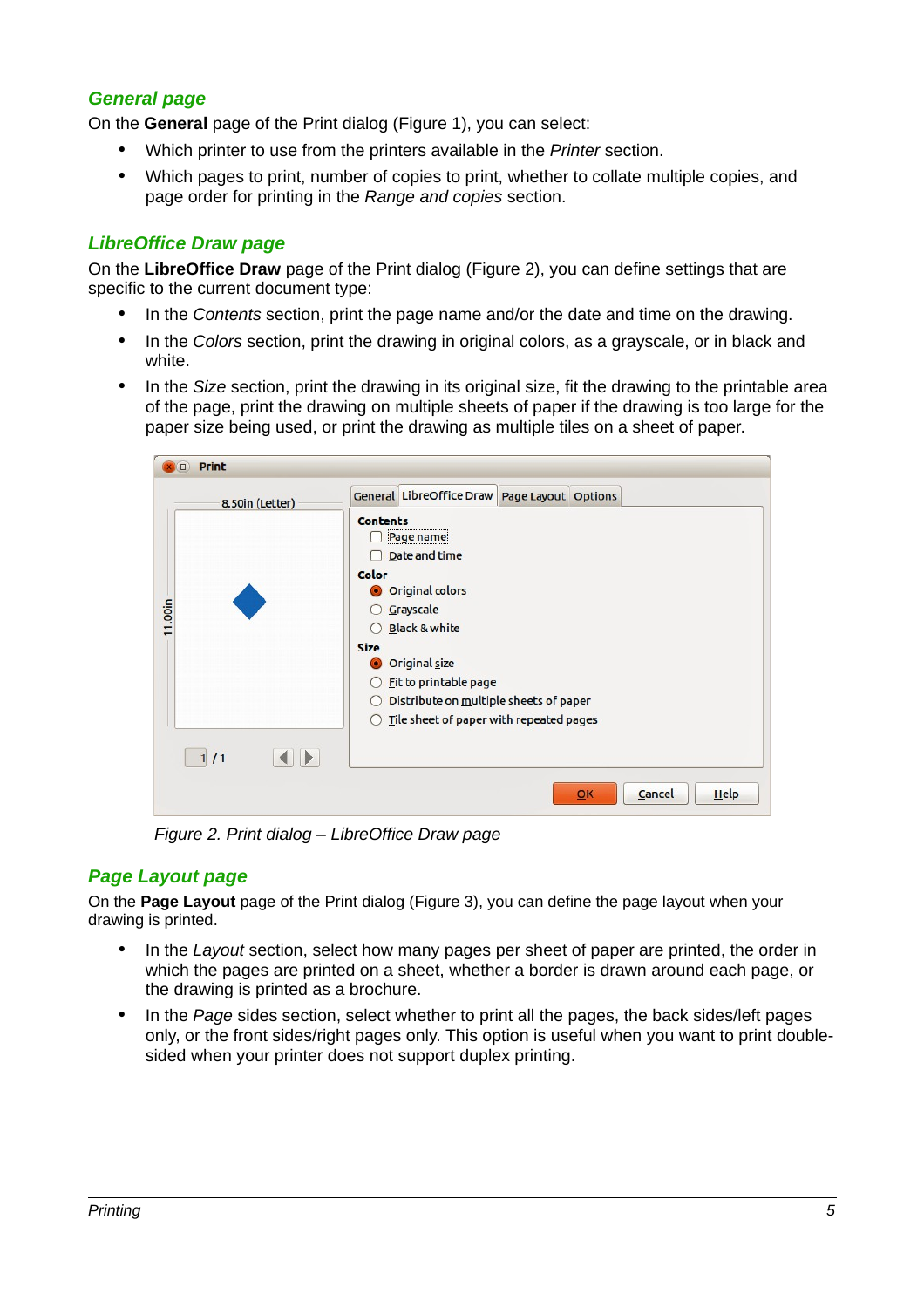### General page

On the **General** page of the Print dialog (Figure 1), you can select:

- Which printer to use from the printers available in the *Printer* section.
- Which pages to print, number of copies to print, whether to collate multiple copies, and page order for printing in the *Range and copies* section.

### LibreOffice Draw page

On the **LibreOffice Draw** page of the Print dialog (Figure 2), you can define settings that are specific to the current document type:

- In the *Contents* section, print the page name and/or the date and time on the drawing.
- In the *Colors* section, print the drawing in original colors, as a grayscale, or in black and white.
- In the *Size* section, print the drawing in its original size, fit the drawing to the printable area of the page, print the drawing on multiple sheets of paper if the drawing is too large for the paper size being used, or print the drawing as multiple tiles on a sheet of paper.

*Figure 2. Print dialog – LibreOffice Draw page*

### Page Layout page

On the **Page Layout** page of the Print dialog (Figure 3), you can define the page layout when your drawing is printed.

- In the *Layout* section, select how many pages per sheet of paper are printed, the order in which the pages are printed on a sheet, whether a border is drawn around each page, or the drawing is printed as a brochure.
- In the *Page* sides section, select whether to print all the pages, the back sides/left pages only, or the front sides/right pages only. This option is useful when you want to print double-sided when your printer does not support duplex printing.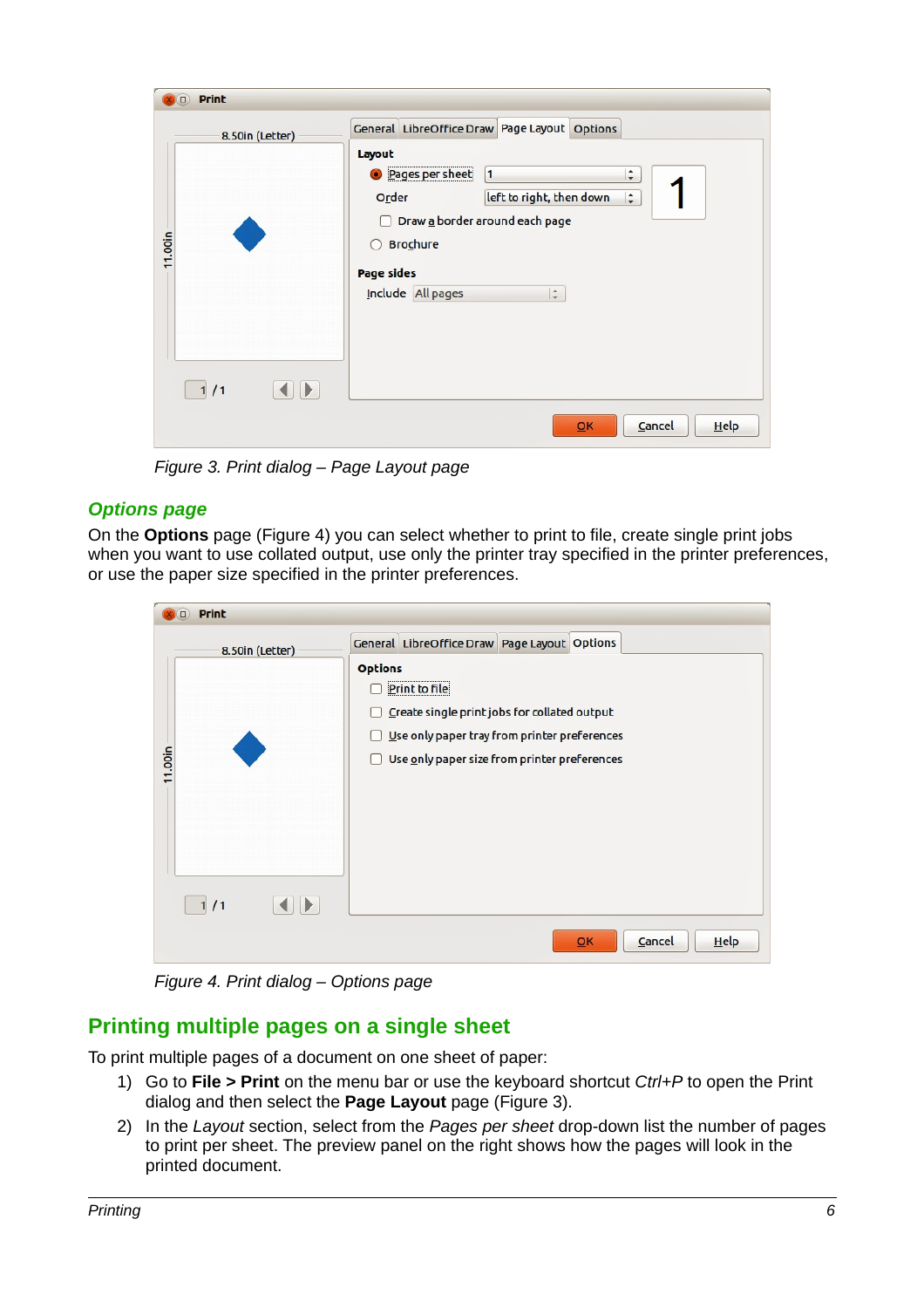Figure 3. Print dialog – Page Layout page

### Options page

On the **Options** page (Figure 4) you can select whether to print to file, create single print jobs when you want to use collated output, use only the printer tray specified in the printer preferences, or use the paper size specified in the printer preferences.

Figure 4. Print dialog – Options page

## Printing multiple pages on a single sheet

To print multiple pages of a document on one sheet of paper:

1) Go to **File > Print** on the menu bar or use the keyboard shortcut *Ctrl+P* to open the Print dialog and then select the **Page Layout** page (Figure 3).
2) In the *Layout* section, select from the *Pages per sheet* drop-down list the number of pages to print per sheet. The preview panel on the right shows how the pages will look in the printed document.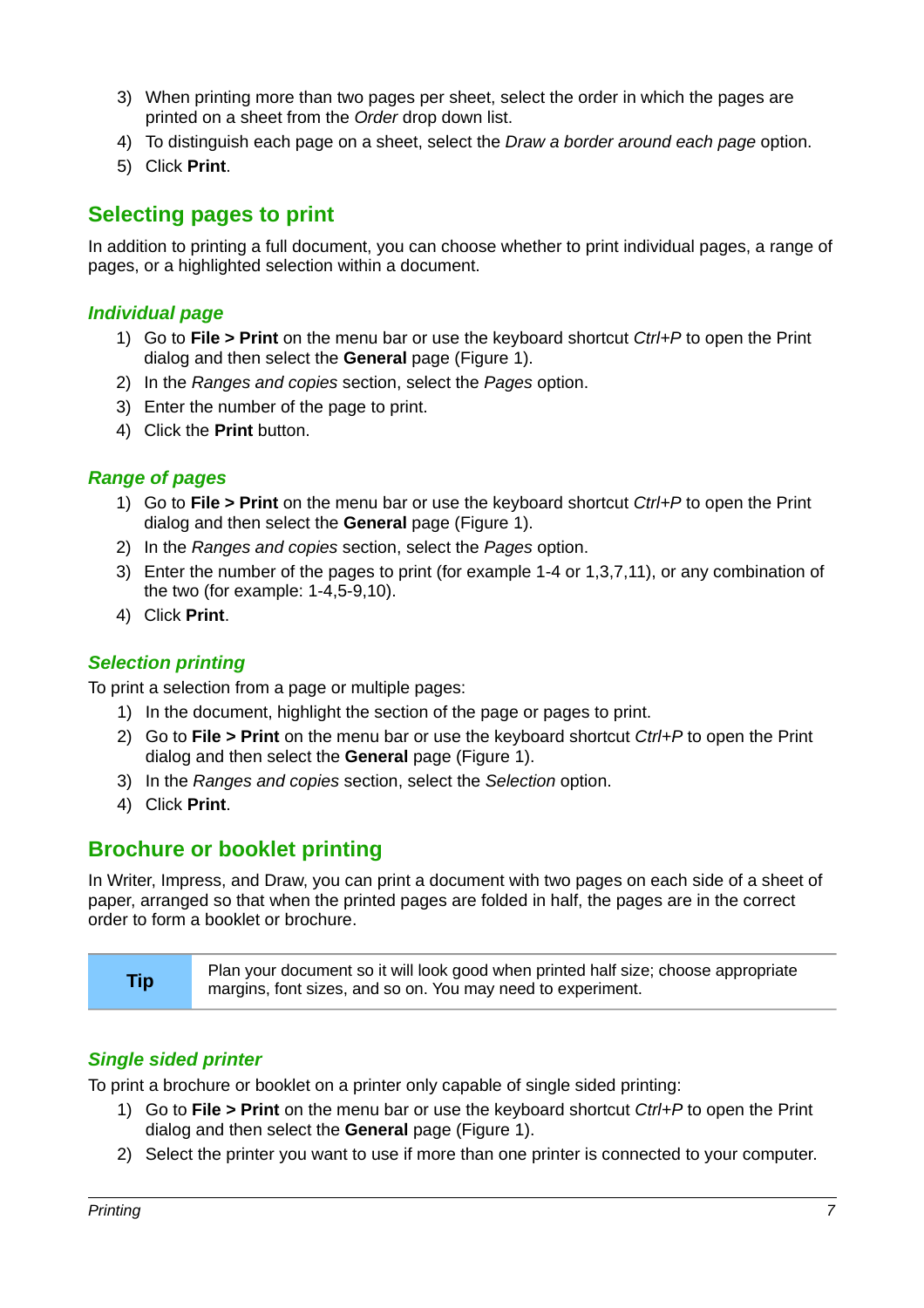3) When printing more than two pages per sheet, select the order in which the pages are printed on a sheet from the *Order* drop down list.
4) To distinguish each page on a sheet, select the *Draw a border around each page* option.
5) Click **Print**.

## Selecting pages to print

In addition to printing a full document, you can choose whether to print individual pages, a range of pages, or a highlighted selection within a document.

### *Individual page*

1) Go to **File > Print** on the menu bar or use the keyboard shortcut *Ctrl+P* to open the Print dialog and then select the **General** page (Figure 1).
2) In the *Ranges and copies* section, select the *Pages* option.
3) Enter the number of the page to print.
4) Click the **Print** button.

### *Range of pages*

1) Go to **File > Print** on the menu bar or use the keyboard shortcut *Ctrl+P* to open the Print dialog and then select the **General** page (Figure 1).
2) In the *Ranges and copies* section, select the *Pages* option.
3) Enter the number of the pages to print (for example 1-4 or 1,3,7,11), or any combination of the two (for example: 1-4,5-9,10).
4) Click **Print**.

### *Selection printing*

To print a selection from a page or multiple pages:

1) In the document, highlight the section of the page or pages to print.
2) Go to **File > Print** on the menu bar or use the keyboard shortcut *Ctrl+P* to open the Print dialog and then select the **General** page (Figure 1).
3) In the *Ranges and copies* section, select the *Selection* option.
4) Click **Print**.

## Brochure or booklet printing

In Writer, Impress, and Draw, you can print a document with two pages on each side of a sheet of paper, arranged so that when the printed pages are folded in half, the pages are in the correct order to form a booklet or brochure.

| **Tip** | Plan your document so it will look good when printed half size; choose appropriate margins, font sizes, and so on. You may need to experiment. |
|---|---|

### *Single sided printer*

To print a brochure or booklet on a printer only capable of single sided printing:

1) Go to **File > Print** on the menu bar or use the keyboard shortcut *Ctrl+P* to open the Print dialog and then select the **General** page (Figure 1).
2) Select the printer you want to use if more than one printer is connected to your computer.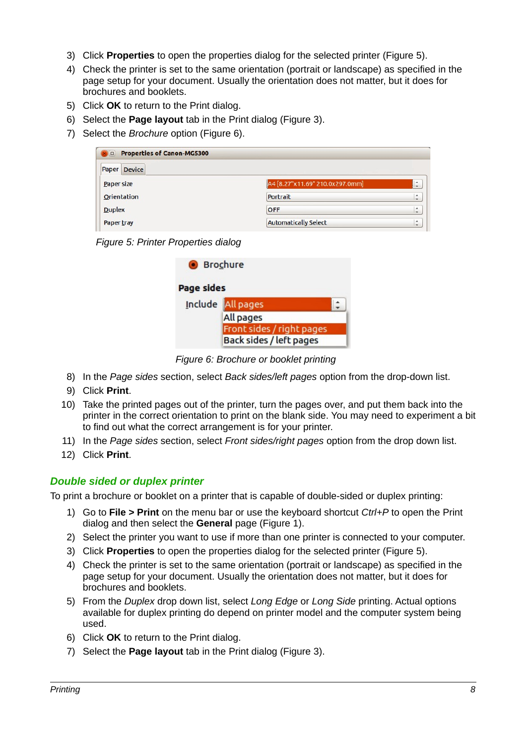3) Click **Properties** to open the properties dialog for the selected printer (Figure 5).
4) Check the printer is set to the same orientation (portrait or landscape) as specified in the page setup for your document. Usually the orientation does not matter, but it does for brochures and booklets.
5) Click **OK** to return to the Print dialog.
6) Select the **Page layout** tab in the Print dialog (Figure 3).
7) Select the *Brochure* option (Figure 6).

*Figure 5: Printer Properties dialog*

*Figure 6: Brochure or booklet printing*

8) In the *Page sides* section, select *Back sides/left pages* option from the drop-down list.
9) Click **Print**.
10) Take the printed pages out of the printer, turn the pages over, and put them back into the printer in the correct orientation to print on the blank side. You may need to experiment a bit to find out what the correct arrangement is for your printer.
11) In the *Page sides* section, select *Front sides/right pages* option from the drop down list.
12) Click **Print**.

### *Double sided or duplex printer*

To print a brochure or booklet on a printer that is capable of double-sided or duplex printing:

1) Go to **File > Print** on the menu bar or use the keyboard shortcut *Ctrl+P* to open the Print dialog and then select the **General** page (Figure 1).
2) Select the printer you want to use if more than one printer is connected to your computer.
3) Click **Properties** to open the properties dialog for the selected printer (Figure 5).
4) Check the printer is set to the same orientation (portrait or landscape) as specified in the page setup for your document. Usually the orientation does not matter, but it does for brochures and booklets.
5) From the *Duplex* drop down list, select *Long Edge* or *Long Side* printing. Actual options available for duplex printing do depend on printer model and the computer system being used.
6) Click **OK** to return to the Print dialog.
7) Select the **Page layout** tab in the Print dialog (Figure 3).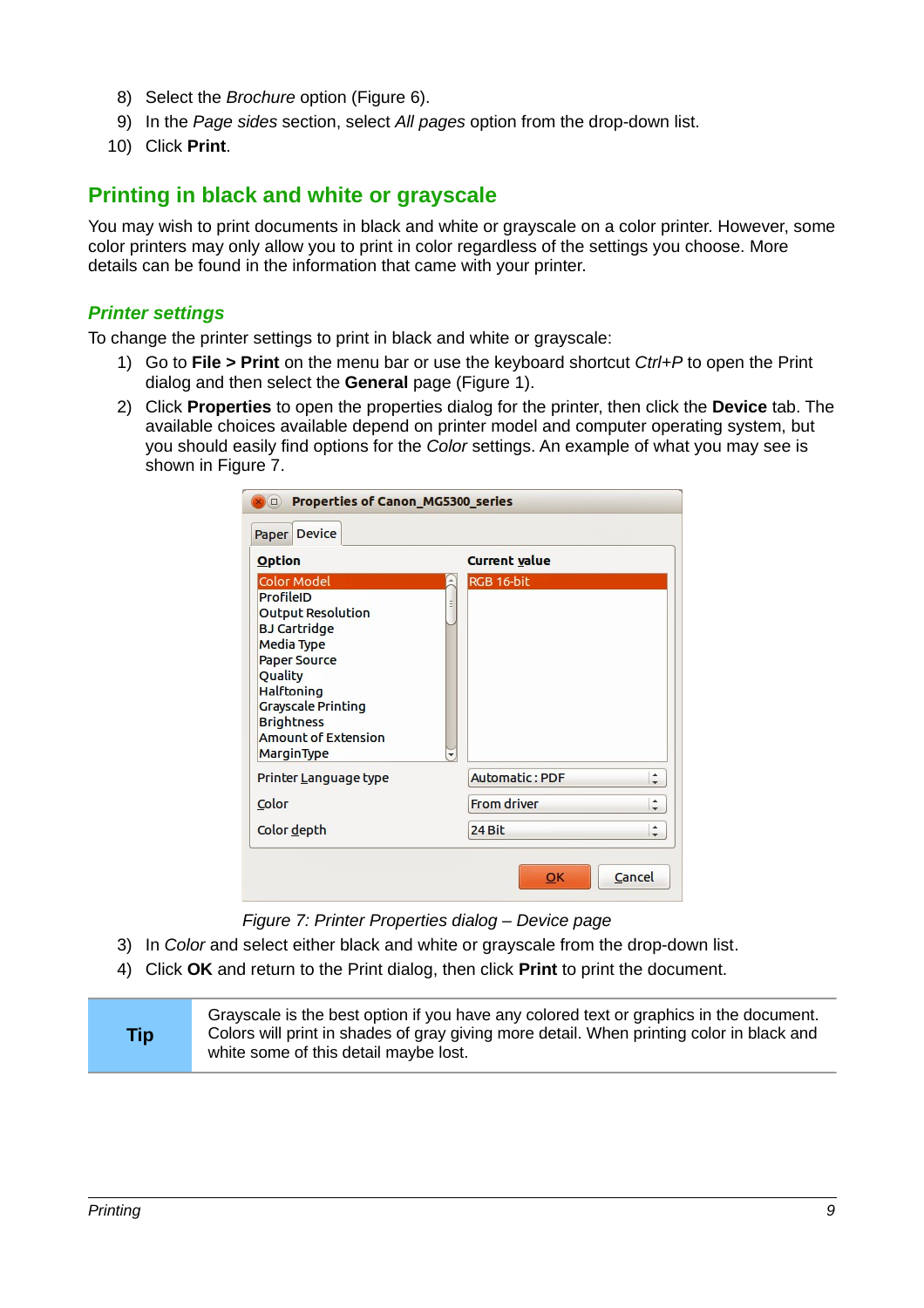8) Select the *Brochure* option (Figure 6).
9) In the *Page sides* section, select *All pages* option from the drop-down list.
10) Click **Print**.

## Printing in black and white or grayscale

You may wish to print documents in black and white or grayscale on a color printer. However, some color printers may only allow you to print in color regardless of the settings you choose. More details can be found in the information that came with your printer.

### Printer settings

To change the printer settings to print in black and white or grayscale:

1) Go to **File > Print** on the menu bar or use the keyboard shortcut *Ctrl+P* to open the Print dialog and then select the **General** page (Figure 1).
2) Click **Properties** to open the properties dialog for the printer, then click the **Device** tab. The available choices available depend on printer model and computer operating system, but you should easily find options for the *Color* settings. An example of what you may see is shown in Figure 7.

*Figure 7: Printer Properties dialog – Device page*

3) In *Color* and select either black and white or grayscale from the drop-down list.
4) Click **OK** and return to the Print dialog, then click **Print** to print the document.

| Tip | Grayscale is the best option if you have any colored text or graphics in the document. Colors will print in shades of gray giving more detail. When printing color in black and white some of this detail maybe lost. |
|---|---|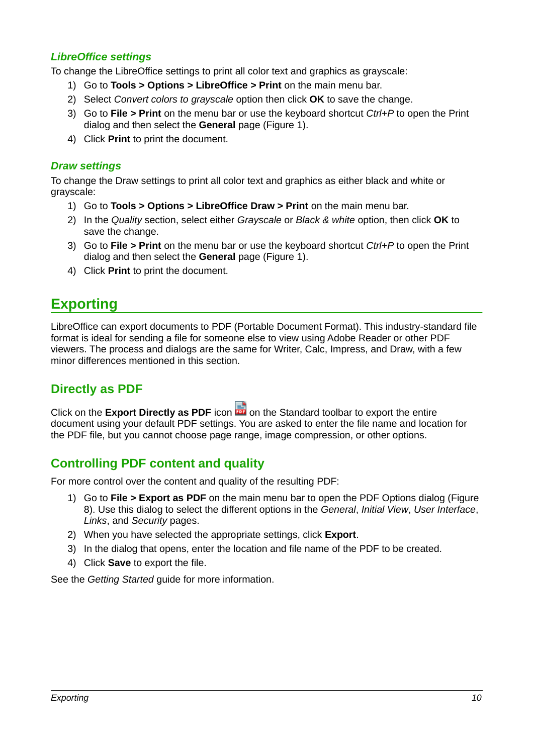### *LibreOffice settings*

To change the LibreOffice settings to print all color text and graphics as grayscale:

1) Go to **Tools > Options > LibreOffice > Print** on the main menu bar.
2) Select *Convert colors to grayscale* option then click **OK** to save the change.
3) Go to **File > Print** on the menu bar or use the keyboard shortcut *Ctrl+P* to open the Print dialog and then select the **General** page (Figure 1).
4) Click **Print** to print the document.

### *Draw settings*

To change the Draw settings to print all color text and graphics as either black and white or grayscale:

1) Go to **Tools > Options > LibreOffice Draw > Print** on the main menu bar.
2) In the *Quality* section, select either *Grayscale* or *Black & white* option, then click **OK** to save the change.
3) Go to **File > Print** on the menu bar or use the keyboard shortcut *Ctrl+P* to open the Print dialog and then select the **General** page (Figure 1).
4) Click **Print** to print the document.

# Exporting

LibreOffice can export documents to PDF (Portable Document Format). This industry-standard file format is ideal for sending a file for someone else to view using Adobe Reader or other PDF viewers. The process and dialogs are the same for Writer, Calc, Impress, and Draw, with a few minor differences mentioned in this section.

## Directly as PDF

Click on the **Export Directly as PDF** icon on the Standard toolbar to export the entire document using your default PDF settings. You are asked to enter the file name and location for the PDF file, but you cannot choose page range, image compression, or other options.

## Controlling PDF content and quality

For more control over the content and quality of the resulting PDF:

1) Go to **File > Export as PDF** on the main menu bar to open the PDF Options dialog (Figure 8). Use this dialog to select the different options in the *General*, *Initial View*, *User Interface*, *Links*, and *Security* pages.
2) When you have selected the appropriate settings, click **Export**.
3) In the dialog that opens, enter the location and file name of the PDF to be created.
4) Click **Save** to export the file.

See the *Getting Started* guide for more information.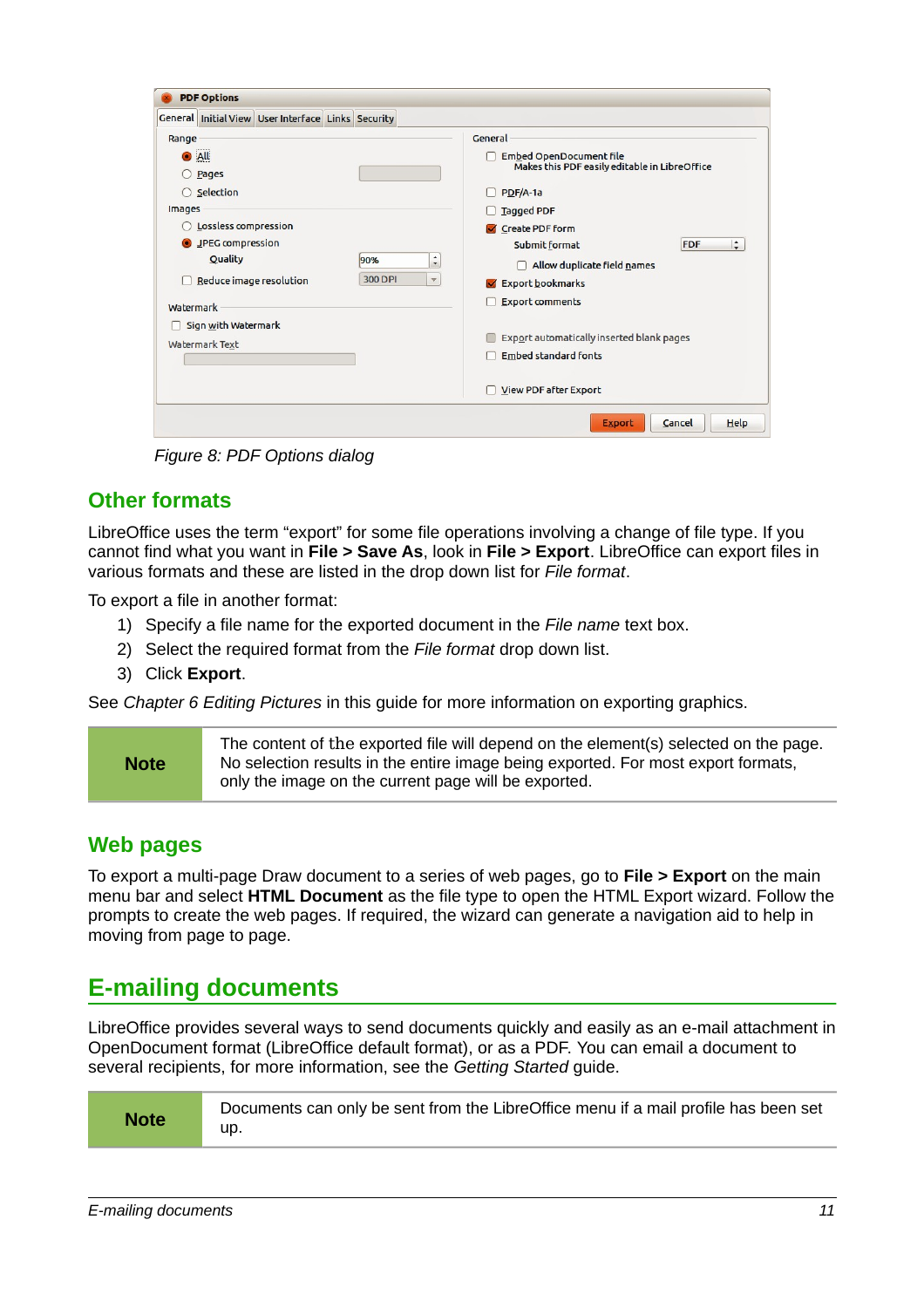Figure 8: PDF Options dialog

## Other formats

LibreOffice uses the term "export" for some file operations involving a change of file type. If you cannot find what you want in **File > Save As**, look in **File > Export**. LibreOffice can export files in various formats and these are listed in the drop down list for *File format*.

To export a file in another format:

1) Specify a file name for the exported document in the *File name* text box.
2) Select the required format from the *File format* drop down list.
3) Click **Export**.

See *Chapter 6 Editing Pictures* in this guide for more information on exporting graphics.

| Note | The content of the exported file will depend on the element(s) selected on the page. No selection results in the entire image being exported. For most export formats, only the image on the current page will be exported. |
|---|---|

## Web pages

To export a multi-page Draw document to a series of web pages, go to **File > Export** on the main menu bar and select **HTML Document** as the file type to open the HTML Export wizard. Follow the prompts to create the web pages. If required, the wizard can generate a navigation aid to help in moving from page to page.

# E-mailing documents

LibreOffice provides several ways to send documents quickly and easily as an e-mail attachment in OpenDocument format (LibreOffice default format), or as a PDF. You can email a document to several recipients, for more information, see the *Getting Started* guide.

| Note | Documents can only be sent from the LibreOffice menu if a mail profile has been set up. |
|---|---|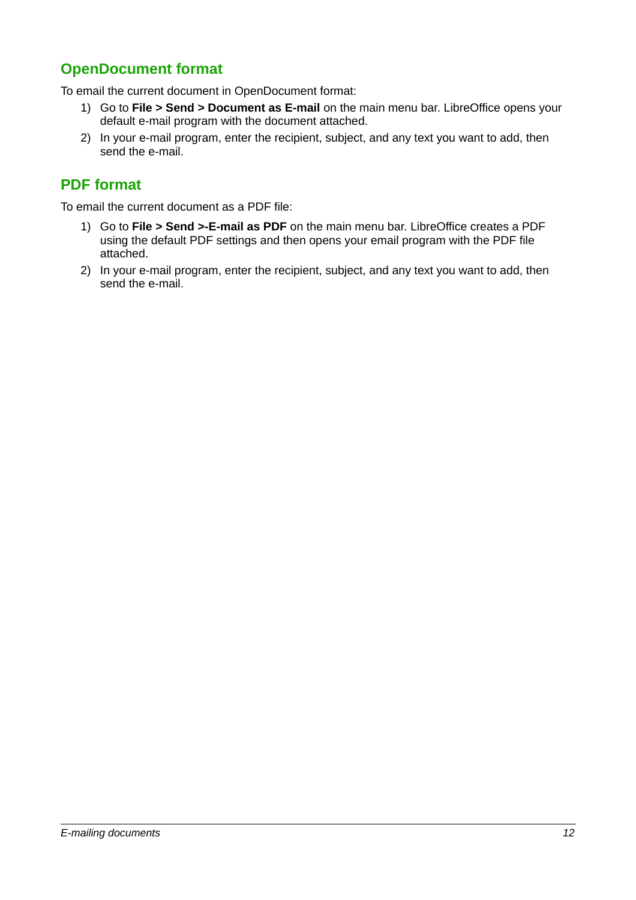## OpenDocument format

To email the current document in OpenDocument format:

1) Go to **File > Send > Document as E-mail** on the main menu bar. LibreOffice opens your default e-mail program with the document attached.
2) In your e-mail program, enter the recipient, subject, and any text you want to add, then send the e-mail.

## PDF format

To email the current document as a PDF file:

1) Go to **File > Send >-E-mail as PDF** on the main menu bar. LibreOffice creates a PDF using the default PDF settings and then opens your email program with the PDF file attached.
2) In your e-mail program, enter the recipient, subject, and any text you want to add, then send the e-mail.